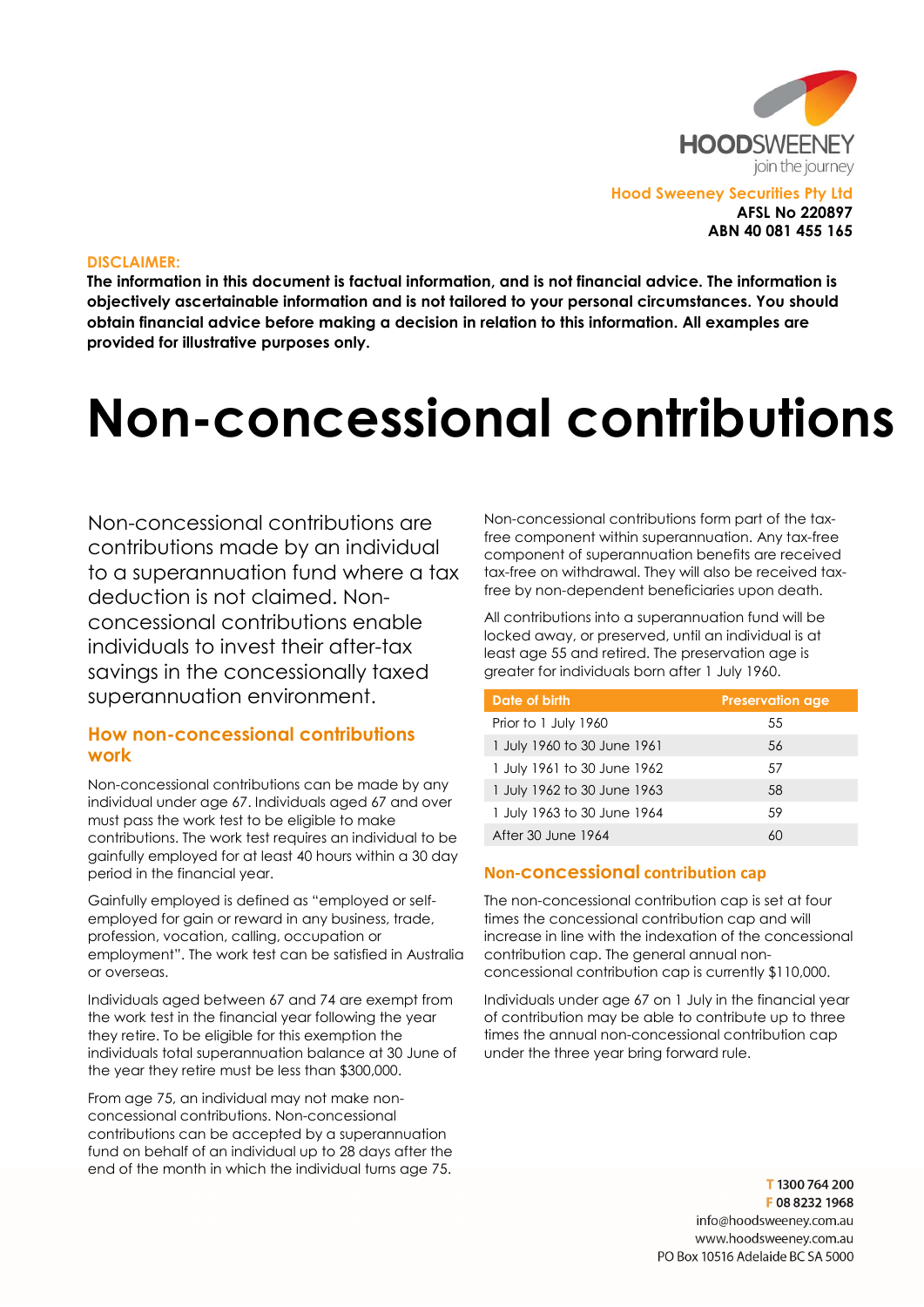Hood Sweeney Securities Pty Ltd
**AFSL No 220897**
**ABN 40 081 455 165**

**DISCLAIMER:**
**The information in this document is factual information, and is not financial advice. The information is objectively ascertainable information and is not tailored to your personal circumstances. You should obtain financial advice before making a decision in relation to this information. All examples are provided for illustrative purposes only.**

# Non-concessional contributions

Non-concessional contributions are contributions made by an individual to a superannuation fund where a tax deduction is not claimed. Non-concessional contributions enable individuals to invest their after-tax savings in the concessionally taxed superannuation environment.

## How non-concessional contributions work

Non-concessional contributions can be made by any individual under age 67. Individuals aged 67 and over must pass the work test to be eligible to make contributions. The work test requires an individual to be gainfully employed for at least 40 hours within a 30 day period in the financial year.

Gainfully employed is defined as "employed or self-employed for gain or reward in any business, trade, profession, vocation, calling, occupation or employment". The work test can be satisfied in Australia or overseas.

Individuals aged between 67 and 74 are exempt from the work test in the financial year following the year they retire. To be eligible for this exemption the individuals total superannuation balance at 30 June of the year they retire must be less than $300,000.

From age 75, an individual may not make non-concessional contributions. Non-concessional contributions can be accepted by a superannuation fund on behalf of an individual up to 28 days after the end of the month in which the individual turns age 75.

Non-concessional contributions form part of the tax-free component within superannuation. Any tax-free component of superannuation benefits are received tax-free on withdrawal. They will also be received tax-free by non-dependent beneficiaries upon death.

All contributions into a superannuation fund will be locked away, or preserved, until an individual is at least age 55 and retired. The preservation age is greater for individuals born after 1 July 1960.

| Date of birth | Preservation age |
|---|---|
| Prior to 1 July 1960 | 55 |
| 1 July 1960 to 30 June 1961 | 56 |
| 1 July 1961 to 30 June 1962 | 57 |
| 1 July 1962 to 30 June 1963 | 58 |
| 1 July 1963 to 30 June 1964 | 59 |
| After 30 June 1964 | 60 |

## Non-concessional contribution cap

The non-concessional contribution cap is set at four times the concessional contribution cap and will increase in line with the indexation of the concessional contribution cap. The general annual non-concessional contribution cap is currently $110,000.

Individuals under age 67 on 1 July in the financial year of contribution may be able to contribute up to three times the annual non-concessional contribution cap under the three year bring forward rule.

T 1300 764 200
F 08 8232 1968
info@hoodsweeney.com.au
www.hoodsweeney.com.au
PO Box 10516 Adelaide BC SA 5000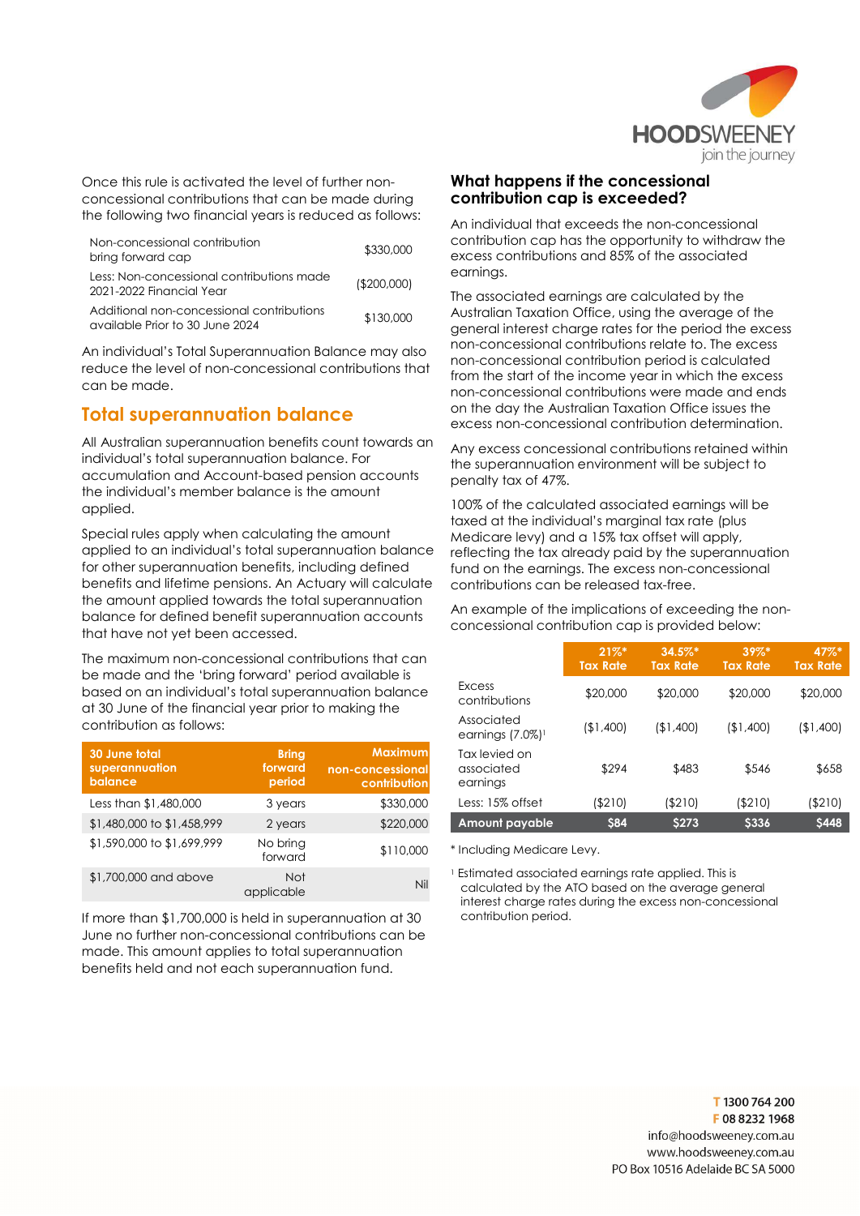Once this rule is activated the level of further non-concessional contributions that can be made during the following two financial years is reduced as follows:

| | |
|---|---|
| Non-concessional contribution bring forward cap | $330,000 |
| Less: Non-concessional contributions made 2021-2022 Financial Year | ($200,000) |
| Additional non-concessional contributions available Prior to 30 June 2024 | $130,000 |

An individual's Total Superannuation Balance may also reduce the level of non-concessional contributions that can be made.

## Total superannuation balance

All Australian superannuation benefits count towards an individual's total superannuation balance. For accumulation and Account-based pension accounts the individual's member balance is the amount applied.

Special rules apply when calculating the amount applied to an individual's total superannuation balance for other superannuation benefits, including defined benefits and lifetime pensions. An Actuary will calculate the amount applied towards the total superannuation balance for defined benefit superannuation accounts that have not yet been accessed.

The maximum non-concessional contributions that can be made and the 'bring forward' period available is based on an individual's total superannuation balance at 30 June of the financial year prior to making the contribution as follows:

| 30 June total superannuation balance | Bring forward period | Maximum non-concessional contribution |
|---|---|---|
| Less than $1,480,000 | 3 years | $330,000 |
| $1,480,000 to $1,458,999 | 2 years | $220,000 |
| $1,590,000 to $1,699,999 | No bring forward | $110,000 |
| $1,700,000 and above | Not applicable | Nil |

If more than $1,700,000 is held in superannuation at 30 June no further non-concessional contributions can be made. This amount applies to total superannuation benefits held and not each superannuation fund.

### What happens if the concessional contribution cap is exceeded?

An individual that exceeds the non-concessional contribution cap has the opportunity to withdraw the excess contributions and 85% of the associated earnings.

The associated earnings are calculated by the Australian Taxation Office, using the average of the general interest charge rates for the period the excess non-concessional contributions relate to. The excess non-concessional contribution period is calculated from the start of the income year in which the excess non-concessional contributions were made and ends on the day the Australian Taxation Office issues the excess non-concessional contribution determination.

Any excess concessional contributions retained within the superannuation environment will be subject to penalty tax of 47%.

100% of the calculated associated earnings will be taxed at the individual's marginal tax rate (plus Medicare levy) and a 15% tax offset will apply, reflecting the tax already paid by the superannuation fund on the earnings. The excess non-concessional contributions can be released tax-free.

An example of the implications of exceeding the non-concessional contribution cap is provided below:

| | 21%* Tax Rate | 34.5%* Tax Rate | 39%* Tax Rate | 47%* Tax Rate |
|---|---|---|---|---|
| Excess contributions | $20,000 | $20,000 | $20,000 | $20,000 |
| Associated earnings (7.0%)[1] | ($1,400) | ($1,400) | ($1,400) | ($1,400) |
| Tax levied on associated earnings | $294 | $483 | $546 | $658 |
| Less: 15% offset | ($210) | ($210) | ($210) | ($210) |
| **Amount payable** | **$84** | **$273** | **$336** | **$448** |

\* Including Medicare Levy.

[1] Estimated associated earnings rate applied. This is calculated by the ATO based on the average general interest charge rates during the excess non-concessional contribution period.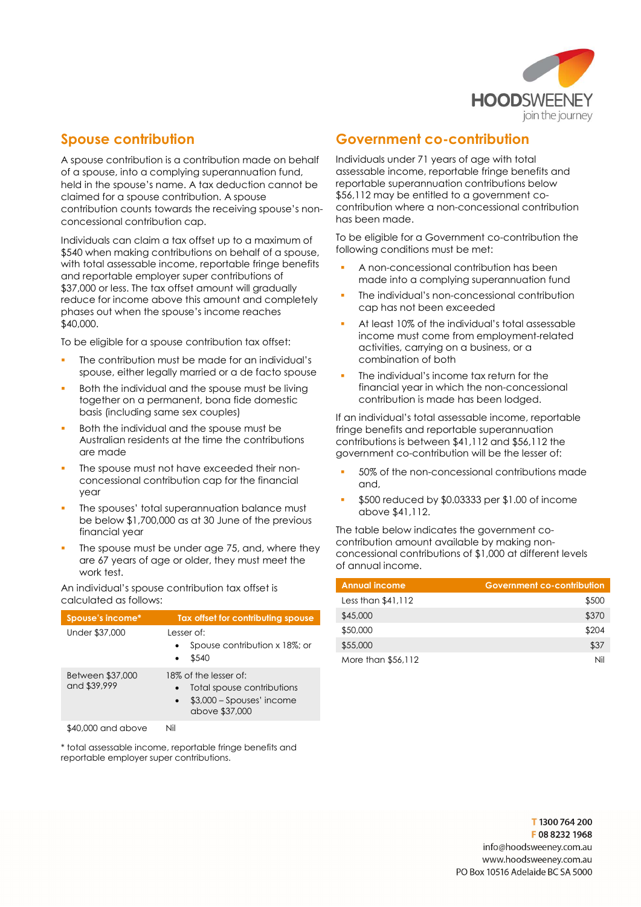## Spouse contribution

A spouse contribution is a contribution made on behalf of a spouse, into a complying superannuation fund, held in the spouse's name. A tax deduction cannot be claimed for a spouse contribution. A spouse contribution counts towards the receiving spouse's non-concessional contribution cap.

Individuals can claim a tax offset up to a maximum of $540 when making contributions on behalf of a spouse, with total assessable income, reportable fringe benefits and reportable employer super contributions of $37,000 or less. The tax offset amount will gradually reduce for income above this amount and completely phases out when the spouse's income reaches $40,000.

To be eligible for a spouse contribution tax offset:

- The contribution must be made for an individual's spouse, either legally married or a de facto spouse
- Both the individual and the spouse must be living together on a permanent, bona fide domestic basis (including same sex couples)
- Both the individual and the spouse must be Australian residents at the time the contributions are made
- The spouse must not have exceeded their non-concessional contribution cap for the financial year
- The spouses' total superannuation balance must be below $1,700,000 as at 30 June of the previous financial year
- The spouse must be under age 75, and, where they are 67 years of age or older, they must meet the work test.

An individual's spouse contribution tax offset is calculated as follows:

| Spouse's income* | Tax offset for contributing spouse |
|---|---|
| Under $37,000 | Lesser of:<br>• Spouse contribution x 18%; or<br>• $540 |
| Between $37,000 and $39,999 | 18% of the lesser of:<br>• Total spouse contributions<br>• $3,000 – Spouses' income above $37,000 |
| $40,000 and above | Nil |

\* total assessable income, reportable fringe benefits and reportable employer super contributions.

## Government co-contribution

Individuals under 71 years of age with total assessable income, reportable fringe benefits and reportable superannuation contributions below $56,112 may be entitled to a government co-contribution where a non-concessional contribution has been made.

To be eligible for a Government co-contribution the following conditions must be met:

- A non-concessional contribution has been made into a complying superannuation fund
- The individual's non-concessional contribution cap has not been exceeded
- At least 10% of the individual's total assessable income must come from employment-related activities, carrying on a business, or a combination of both
- The individual's income tax return for the financial year in which the non-concessional contribution is made has been lodged.

If an individual's total assessable income, reportable fringe benefits and reportable superannuation contributions is between $41,112 and $56,112 the government co-contribution will be the lesser of:

- 50% of the non-concessional contributions made and,
- $500 reduced by $0.03333 per $1.00 of income above $41,112.

The table below indicates the government co-contribution amount available by making non-concessional contributions of $1,000 at different levels of annual income.

| Annual income | Government co-contribution |
|---|---|
| Less than $41,112 | $500 |
| $45,000 | $370 |
| $50,000 | $204 |
| $55,000 | $37 |
| More than $56,112 | Nil |